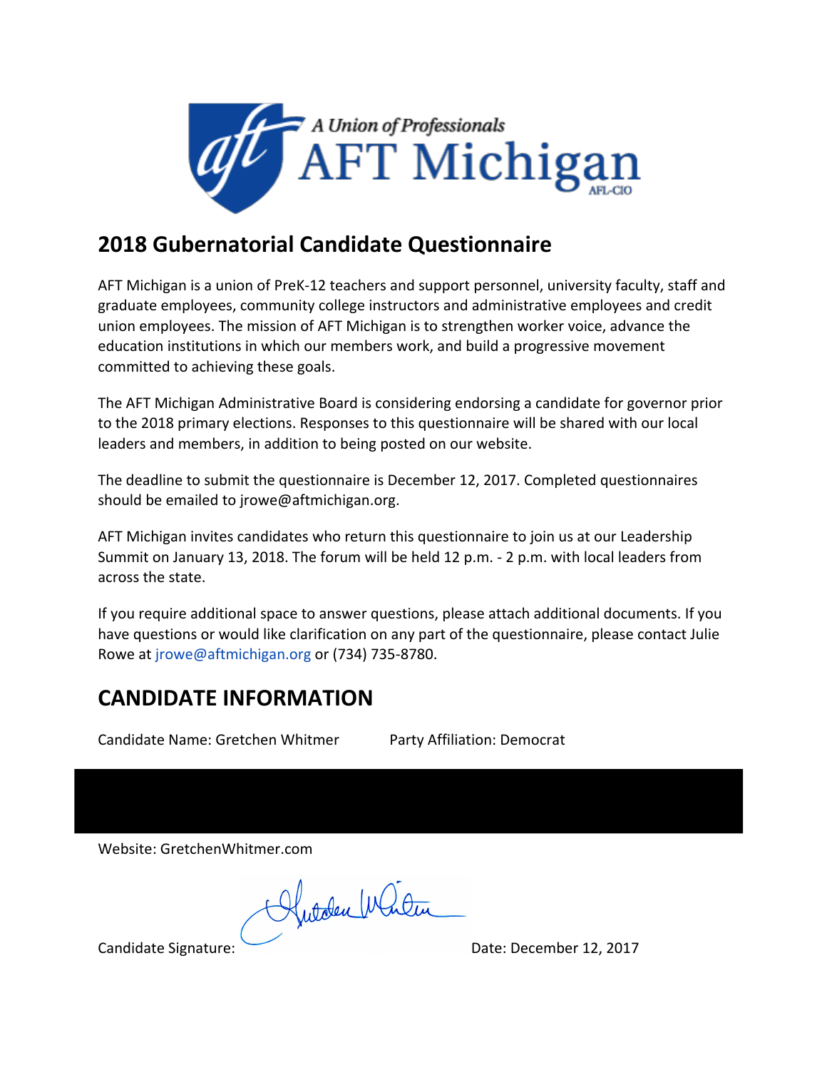A Union of Professionals

AFT Michigan

AFL-CIO

## 2018 Gubernatorial Candidate Questionnaire

AFT Michigan is a union of PreK-12 teachers and support personnel, university faculty, staff and graduate employees, community college instructors and administrative employees and credit union employees. The mission of AFT Michigan is to strengthen worker voice, advance the education institutions in which our members work, and build a progressive movement committed to achieving these goals.

The AFT Michigan Administrative Board is considering endorsing a candidate for governor prior to the 2018 primary elections. Responses to this questionnaire will be shared with our local leaders and members, in addition to being posted on our website.

The deadline to submit the questionnaire is December 12, 2017. Completed questionnaires should be emailed to jrowe@aftmichigan.org.

AFT Michigan invites candidates who return this questionnaire to join us at our Leadership Summit on January 13, 2018. The forum will be held 12 p.m. - 2 p.m. with local leaders from across the state.

If you require additional space to answer questions, please attach additional documents. If you have questions or would like clarification on any part of the questionnaire, please contact Julie Rowe at jrowe@aftmichigan.org or (734) 735-8780.

## CANDIDATE INFORMATION

Candidate Name: Gretchen Whitmer  Party Affiliation: Democrat

Website: GretchenWhitmer.com

Candidate Signature: Gretchen Whitmer  Date: December 12, 2017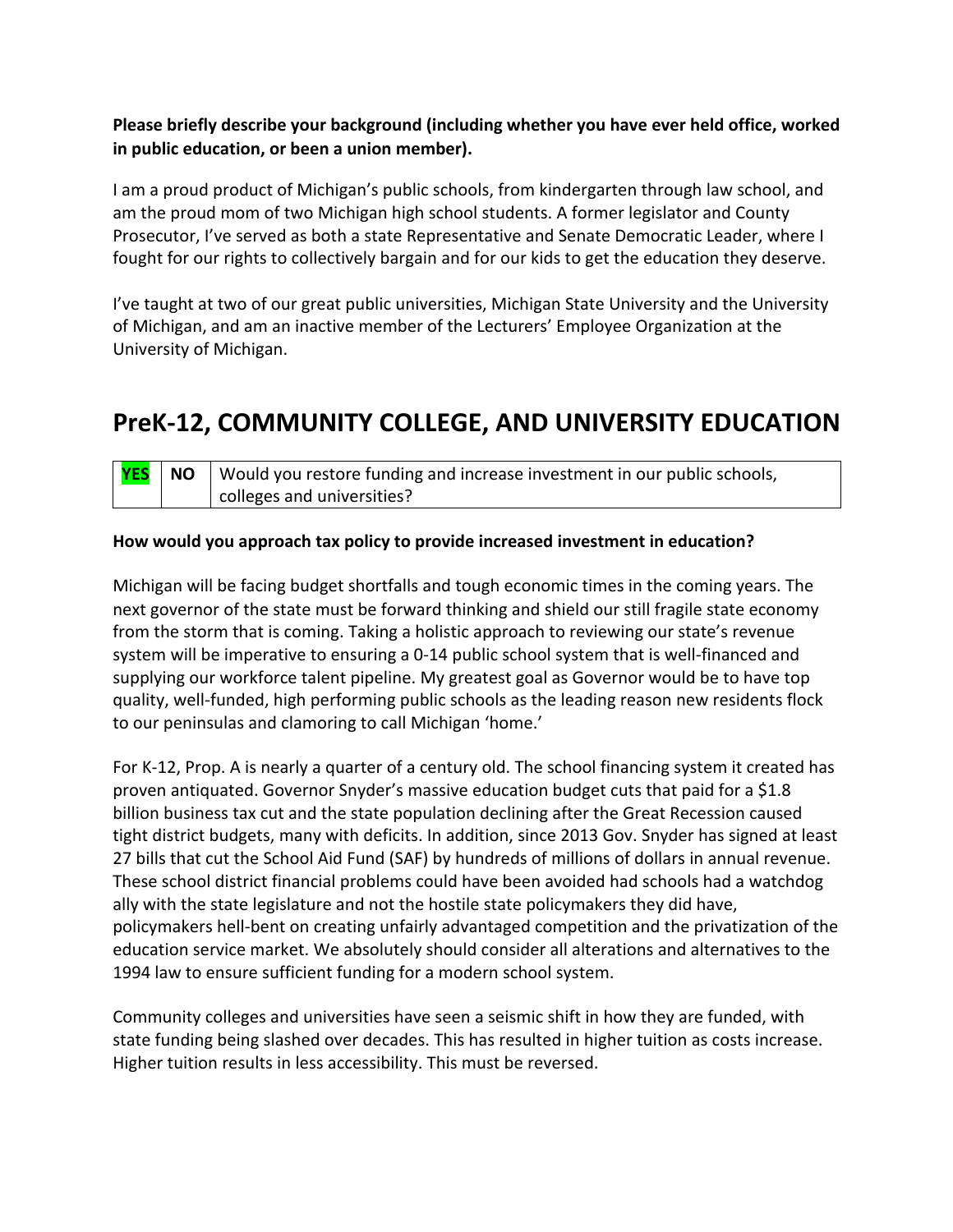**Please briefly describe your background (including whether you have ever held office, worked in public education, or been a union member).**

I am a proud product of Michigan's public schools, from kindergarten through law school, and am the proud mom of two Michigan high school students. A former legislator and County Prosecutor, I've served as both a state Representative and Senate Democratic Leader, where I fought for our rights to collectively bargain and for our kids to get the education they deserve.

I've taught at two of our great public universities, Michigan State University and the University of Michigan, and am an inactive member of the Lecturers' Employee Organization at the University of Michigan.

# PreK-12, COMMUNITY COLLEGE, AND UNIVERSITY EDUCATION

| YES | NO | Would you restore funding and increase investment in our public schools, colleges and universities? |
|---|---|---|

**How would you approach tax policy to provide increased investment in education?**

Michigan will be facing budget shortfalls and tough economic times in the coming years. The next governor of the state must be forward thinking and shield our still fragile state economy from the storm that is coming. Taking a holistic approach to reviewing our state's revenue system will be imperative to ensuring a 0-14 public school system that is well-financed and supplying our workforce talent pipeline. My greatest goal as Governor would be to have top quality, well-funded, high performing public schools as the leading reason new residents flock to our peninsulas and clamoring to call Michigan 'home.'

For K-12, Prop. A is nearly a quarter of a century old. The school financing system it created has proven antiquated. Governor Snyder's massive education budget cuts that paid for a $1.8 billion business tax cut and the state population declining after the Great Recession caused tight district budgets, many with deficits. In addition, since 2013 Gov. Snyder has signed at least 27 bills that cut the School Aid Fund (SAF) by hundreds of millions of dollars in annual revenue. These school district financial problems could have been avoided had schools had a watchdog ally with the state legislature and not the hostile state policymakers they did have, policymakers hell-bent on creating unfairly advantaged competition and the privatization of the education service market. We absolutely should consider all alterations and alternatives to the 1994 law to ensure sufficient funding for a modern school system.

Community colleges and universities have seen a seismic shift in how they are funded, with state funding being slashed over decades. This has resulted in higher tuition as costs increase. Higher tuition results in less accessibility. This must be reversed.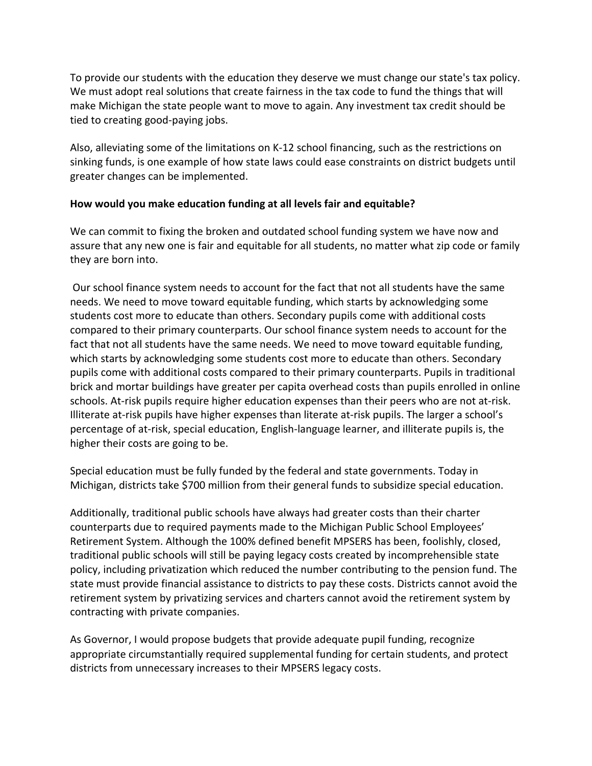To provide our students with the education they deserve we must change our state's tax policy. We must adopt real solutions that create fairness in the tax code to fund the things that will make Michigan the state people want to move to again. Any investment tax credit should be tied to creating good-paying jobs.

Also, alleviating some of the limitations on K-12 school financing, such as the restrictions on sinking funds, is one example of how state laws could ease constraints on district budgets until greater changes can be implemented.

**How would you make education funding at all levels fair and equitable?**

We can commit to fixing the broken and outdated school funding system we have now and assure that any new one is fair and equitable for all students, no matter what zip code or family they are born into.

Our school finance system needs to account for the fact that not all students have the same needs. We need to move toward equitable funding, which starts by acknowledging some students cost more to educate than others. Secondary pupils come with additional costs compared to their primary counterparts. Our school finance system needs to account for the fact that not all students have the same needs. We need to move toward equitable funding, which starts by acknowledging some students cost more to educate than others. Secondary pupils come with additional costs compared to their primary counterparts. Pupils in traditional brick and mortar buildings have greater per capita overhead costs than pupils enrolled in online schools. At-risk pupils require higher education expenses than their peers who are not at-risk. Illiterate at-risk pupils have higher expenses than literate at-risk pupils. The larger a school's percentage of at-risk, special education, English-language learner, and illiterate pupils is, the higher their costs are going to be.

Special education must be fully funded by the federal and state governments. Today in Michigan, districts take $700 million from their general funds to subsidize special education.

Additionally, traditional public schools have always had greater costs than their charter counterparts due to required payments made to the Michigan Public School Employees' Retirement System. Although the 100% defined benefit MPSERS has been, foolishly, closed, traditional public schools will still be paying legacy costs created by incomprehensible state policy, including privatization which reduced the number contributing to the pension fund. The state must provide financial assistance to districts to pay these costs. Districts cannot avoid the retirement system by privatizing services and charters cannot avoid the retirement system by contracting with private companies.

As Governor, I would propose budgets that provide adequate pupil funding, recognize appropriate circumstantially required supplemental funding for certain students, and protect districts from unnecessary increases to their MPSERS legacy costs.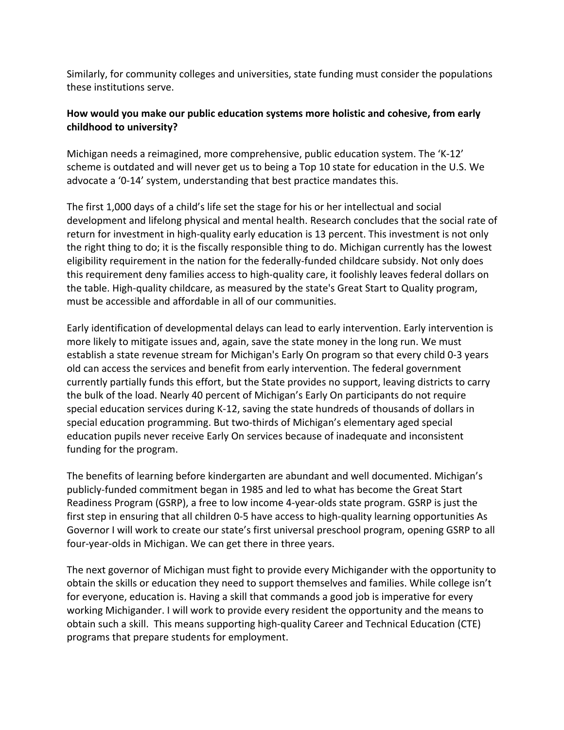Similarly, for community colleges and universities, state funding must consider the populations these institutions serve.

**How would you make our public education systems more holistic and cohesive, from early childhood to university?**

Michigan needs a reimagined, more comprehensive, public education system. The 'K-12' scheme is outdated and will never get us to being a Top 10 state for education in the U.S. We advocate a '0-14' system, understanding that best practice mandates this.

The first 1,000 days of a child's life set the stage for his or her intellectual and social development and lifelong physical and mental health. Research concludes that the social rate of return for investment in high-quality early education is 13 percent. This investment is not only the right thing to do; it is the fiscally responsible thing to do. Michigan currently has the lowest eligibility requirement in the nation for the federally-funded childcare subsidy. Not only does this requirement deny families access to high-quality care, it foolishly leaves federal dollars on the table. High-quality childcare, as measured by the state's Great Start to Quality program, must be accessible and affordable in all of our communities.

Early identification of developmental delays can lead to early intervention. Early intervention is more likely to mitigate issues and, again, save the state money in the long run. We must establish a state revenue stream for Michigan's Early On program so that every child 0-3 years old can access the services and benefit from early intervention. The federal government currently partially funds this effort, but the State provides no support, leaving districts to carry the bulk of the load. Nearly 40 percent of Michigan's Early On participants do not require special education services during K-12, saving the state hundreds of thousands of dollars in special education programming. But two-thirds of Michigan's elementary aged special education pupils never receive Early On services because of inadequate and inconsistent funding for the program.

The benefits of learning before kindergarten are abundant and well documented. Michigan's publicly-funded commitment began in 1985 and led to what has become the Great Start Readiness Program (GSRP), a free to low income 4-year-olds state program. GSRP is just the first step in ensuring that all children 0-5 have access to high-quality learning opportunities As Governor I will work to create our state's first universal preschool program, opening GSRP to all four-year-olds in Michigan. We can get there in three years.

The next governor of Michigan must fight to provide every Michigander with the opportunity to obtain the skills or education they need to support themselves and families. While college isn't for everyone, education is. Having a skill that commands a good job is imperative for every working Michigander. I will work to provide every resident the opportunity and the means to obtain such a skill. This means supporting high-quality Career and Technical Education (CTE) programs that prepare students for employment.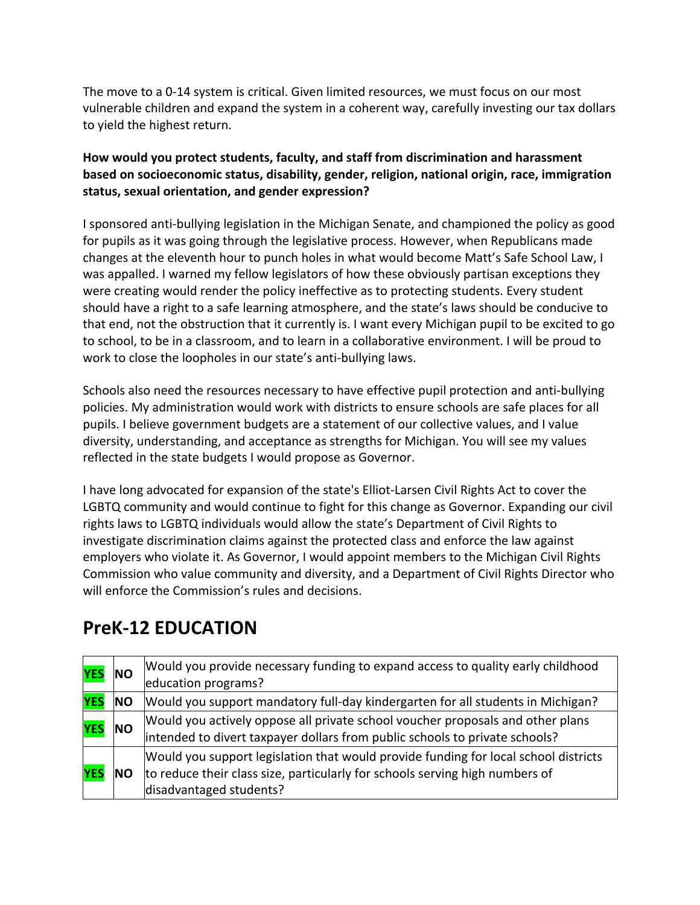The move to a 0-14 system is critical. Given limited resources, we must focus on our most vulnerable children and expand the system in a coherent way, carefully investing our tax dollars to yield the highest return.

**How would you protect students, faculty, and staff from discrimination and harassment based on socioeconomic status, disability, gender, religion, national origin, race, immigration status, sexual orientation, and gender expression?**

I sponsored anti-bullying legislation in the Michigan Senate, and championed the policy as good for pupils as it was going through the legislative process. However, when Republicans made changes at the eleventh hour to punch holes in what would become Matt's Safe School Law, I was appalled. I warned my fellow legislators of how these obviously partisan exceptions they were creating would render the policy ineffective as to protecting students. Every student should have a right to a safe learning atmosphere, and the state's laws should be conducive to that end, not the obstruction that it currently is. I want every Michigan pupil to be excited to go to school, to be in a classroom, and to learn in a collaborative environment. I will be proud to work to close the loopholes in our state's anti-bullying laws.

Schools also need the resources necessary to have effective pupil protection and anti-bullying policies. My administration would work with districts to ensure schools are safe places for all pupils. I believe government budgets are a statement of our collective values, and I value diversity, understanding, and acceptance as strengths for Michigan. You will see my values reflected in the state budgets I would propose as Governor.

I have long advocated for expansion of the state's Elliot-Larsen Civil Rights Act to cover the LGBTQ community and would continue to fight for this change as Governor. Expanding our civil rights laws to LGBTQ individuals would allow the state's Department of Civil Rights to investigate discrimination claims against the protected class and enforce the law against employers who violate it. As Governor, I would appoint members to the Michigan Civil Rights Commission who value community and diversity, and a Department of Civil Rights Director who will enforce the Commission's rules and decisions.

## PreK-12 EDUCATION

| | | |
|---|---|---|
| **YES** | **NO** | Would you provide necessary funding to expand access to quality early childhood education programs? |
| **YES** | **NO** | Would you support mandatory full-day kindergarten for all students in Michigan? |
| **YES** | **NO** | Would you actively oppose all private school voucher proposals and other plans intended to divert taxpayer dollars from public schools to private schools? |
| **YES** | **NO** | Would you support legislation that would provide funding for local school districts to reduce their class size, particularly for schools serving high numbers of disadvantaged students? |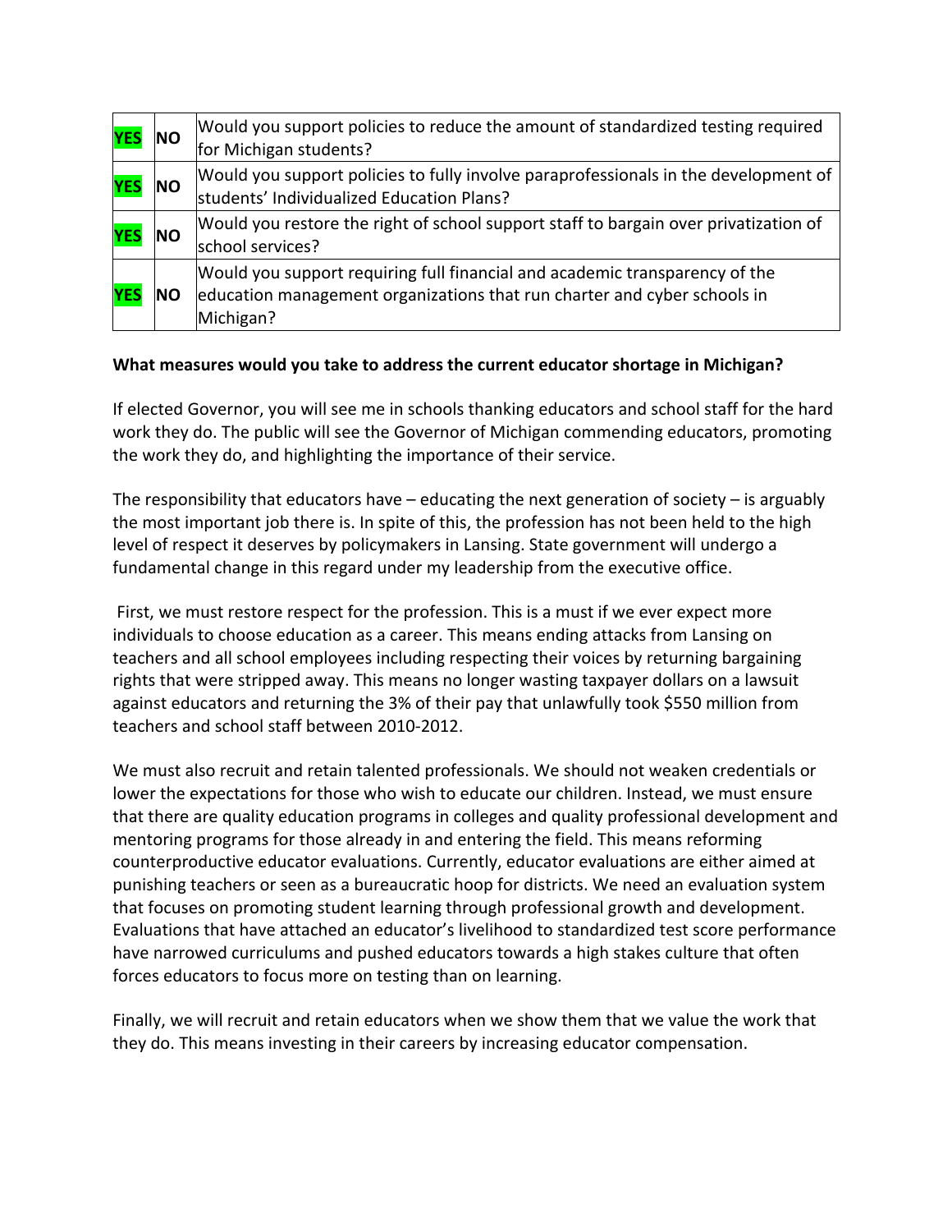| YES | NO | Would you support policies to reduce the amount of standardized testing required for Michigan students? |
|---|---|---|
| YES | NO | Would you support policies to fully involve paraprofessionals in the development of students' Individualized Education Plans? |
| YES | NO | Would you restore the right of school support staff to bargain over privatization of school services? |
| YES | NO | Would you support requiring full financial and academic transparency of the education management organizations that run charter and cyber schools in Michigan? |

**What measures would you take to address the current educator shortage in Michigan?**

If elected Governor, you will see me in schools thanking educators and school staff for the hard work they do. The public will see the Governor of Michigan commending educators, promoting the work they do, and highlighting the importance of their service.

The responsibility that educators have – educating the next generation of society – is arguably the most important job there is. In spite of this, the profession has not been held to the high level of respect it deserves by policymakers in Lansing. State government will undergo a fundamental change in this regard under my leadership from the executive office.

First, we must restore respect for the profession. This is a must if we ever expect more individuals to choose education as a career. This means ending attacks from Lansing on teachers and all school employees including respecting their voices by returning bargaining rights that were stripped away. This means no longer wasting taxpayer dollars on a lawsuit against educators and returning the 3% of their pay that unlawfully took $550 million from teachers and school staff between 2010-2012.

We must also recruit and retain talented professionals. We should not weaken credentials or lower the expectations for those who wish to educate our children. Instead, we must ensure that there are quality education programs in colleges and quality professional development and mentoring programs for those already in and entering the field. This means reforming counterproductive educator evaluations. Currently, educator evaluations are either aimed at punishing teachers or seen as a bureaucratic hoop for districts. We need an evaluation system that focuses on promoting student learning through professional growth and development. Evaluations that have attached an educator's livelihood to standardized test score performance have narrowed curriculums and pushed educators towards a high stakes culture that often forces educators to focus more on testing than on learning.

Finally, we will recruit and retain educators when we show them that we value the work that they do. This means investing in their careers by increasing educator compensation.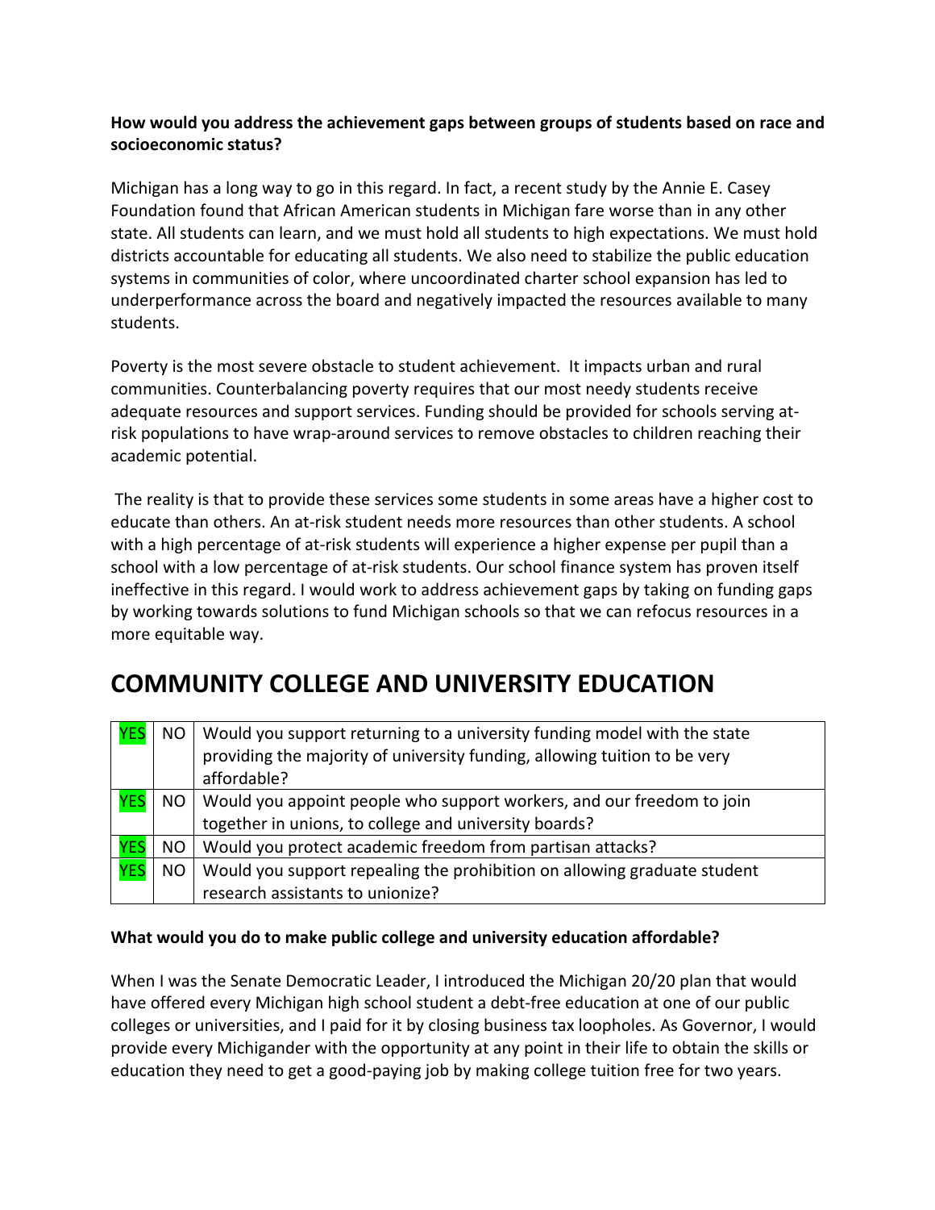**How would you address the achievement gaps between groups of students based on race and socioeconomic status?**

Michigan has a long way to go in this regard. In fact, a recent study by the Annie E. Casey Foundation found that African American students in Michigan fare worse than in any other state. All students can learn, and we must hold all students to high expectations. We must hold districts accountable for educating all students. We also need to stabilize the public education systems in communities of color, where uncoordinated charter school expansion has led to underperformance across the board and negatively impacted the resources available to many students.

Poverty is the most severe obstacle to student achievement. It impacts urban and rural communities. Counterbalancing poverty requires that our most needy students receive adequate resources and support services. Funding should be provided for schools serving at-risk populations to have wrap-around services to remove obstacles to children reaching their academic potential.

The reality is that to provide these services some students in some areas have a higher cost to educate than others. An at-risk student needs more resources than other students. A school with a high percentage of at-risk students will experience a higher expense per pupil than a school with a low percentage of at-risk students. Our school finance system has proven itself ineffective in this regard. I would work to address achievement gaps by taking on funding gaps by working towards solutions to fund Michigan schools so that we can refocus resources in a more equitable way.

# COMMUNITY COLLEGE AND UNIVERSITY EDUCATION

| YES | NO | Question |
|---|---|---|
| **YES** | NO | Would you support returning to a university funding model with the state providing the majority of university funding, allowing tuition to be very affordable? |
| **YES** | NO | Would you appoint people who support workers, and our freedom to join together in unions, to college and university boards? |
| **YES** | NO | Would you protect academic freedom from partisan attacks? |
| **YES** | NO | Would you support repealing the prohibition on allowing graduate student research assistants to unionize? |

**What would you do to make public college and university education affordable?**

When I was the Senate Democratic Leader, I introduced the Michigan 20/20 plan that would have offered every Michigan high school student a debt-free education at one of our public colleges or universities, and I paid for it by closing business tax loopholes. As Governor, I would provide every Michigander with the opportunity at any point in their life to obtain the skills or education they need to get a good-paying job by making college tuition free for two years.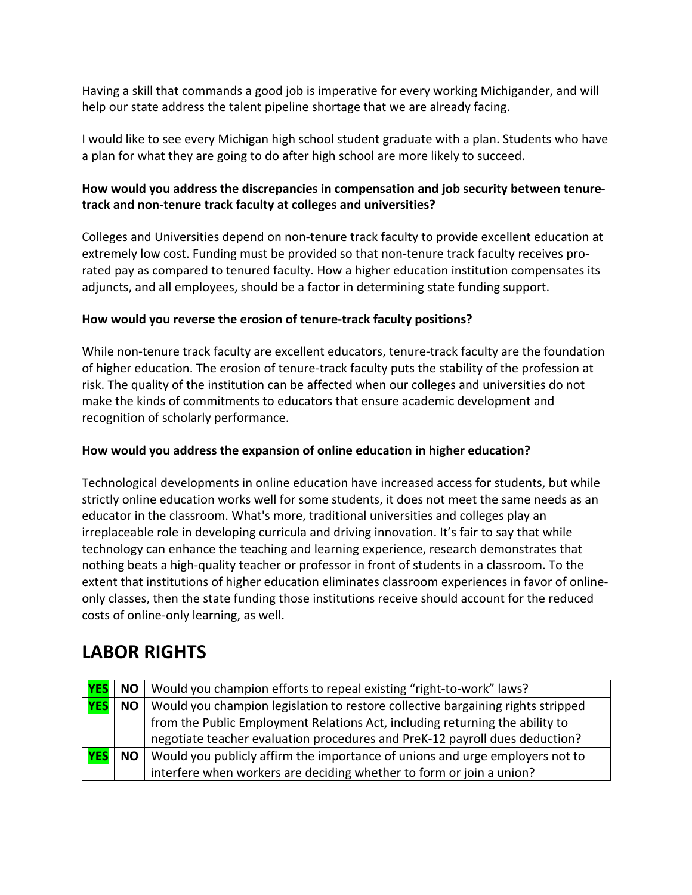Having a skill that commands a good job is imperative for every working Michigander, and will help our state address the talent pipeline shortage that we are already facing.

I would like to see every Michigan high school student graduate with a plan. Students who have a plan for what they are going to do after high school are more likely to succeed.

**How would you address the discrepancies in compensation and job security between tenure-track and non-tenure track faculty at colleges and universities?**

Colleges and Universities depend on non-tenure track faculty to provide excellent education at extremely low cost. Funding must be provided so that non-tenure track faculty receives pro-rated pay as compared to tenured faculty. How a higher education institution compensates its adjuncts, and all employees, should be a factor in determining state funding support.

**How would you reverse the erosion of tenure-track faculty positions?**

While non-tenure track faculty are excellent educators, tenure-track faculty are the foundation of higher education. The erosion of tenure-track faculty puts the stability of the profession at risk. The quality of the institution can be affected when our colleges and universities do not make the kinds of commitments to educators that ensure academic development and recognition of scholarly performance.

**How would you address the expansion of online education in higher education?**

Technological developments in online education have increased access for students, but while strictly online education works well for some students, it does not meet the same needs as an educator in the classroom. What's more, traditional universities and colleges play an irreplaceable role in developing curricula and driving innovation. It's fair to say that while technology can enhance the teaching and learning experience, research demonstrates that nothing beats a high-quality teacher or professor in front of students in a classroom. To the extent that institutions of higher education eliminates classroom experiences in favor of online-only classes, then the state funding those institutions receive should account for the reduced costs of online-only learning, as well.

# LABOR RIGHTS

| | | |
|---|---|---|
| **YES** | **NO** | Would you champion efforts to repeal existing "right-to-work" laws? |
| **YES** | **NO** | Would you champion legislation to restore collective bargaining rights stripped from the Public Employment Relations Act, including returning the ability to negotiate teacher evaluation procedures and PreK-12 payroll dues deduction? |
| **YES** | **NO** | Would you publicly affirm the importance of unions and urge employers not to interfere when workers are deciding whether to form or join a union? |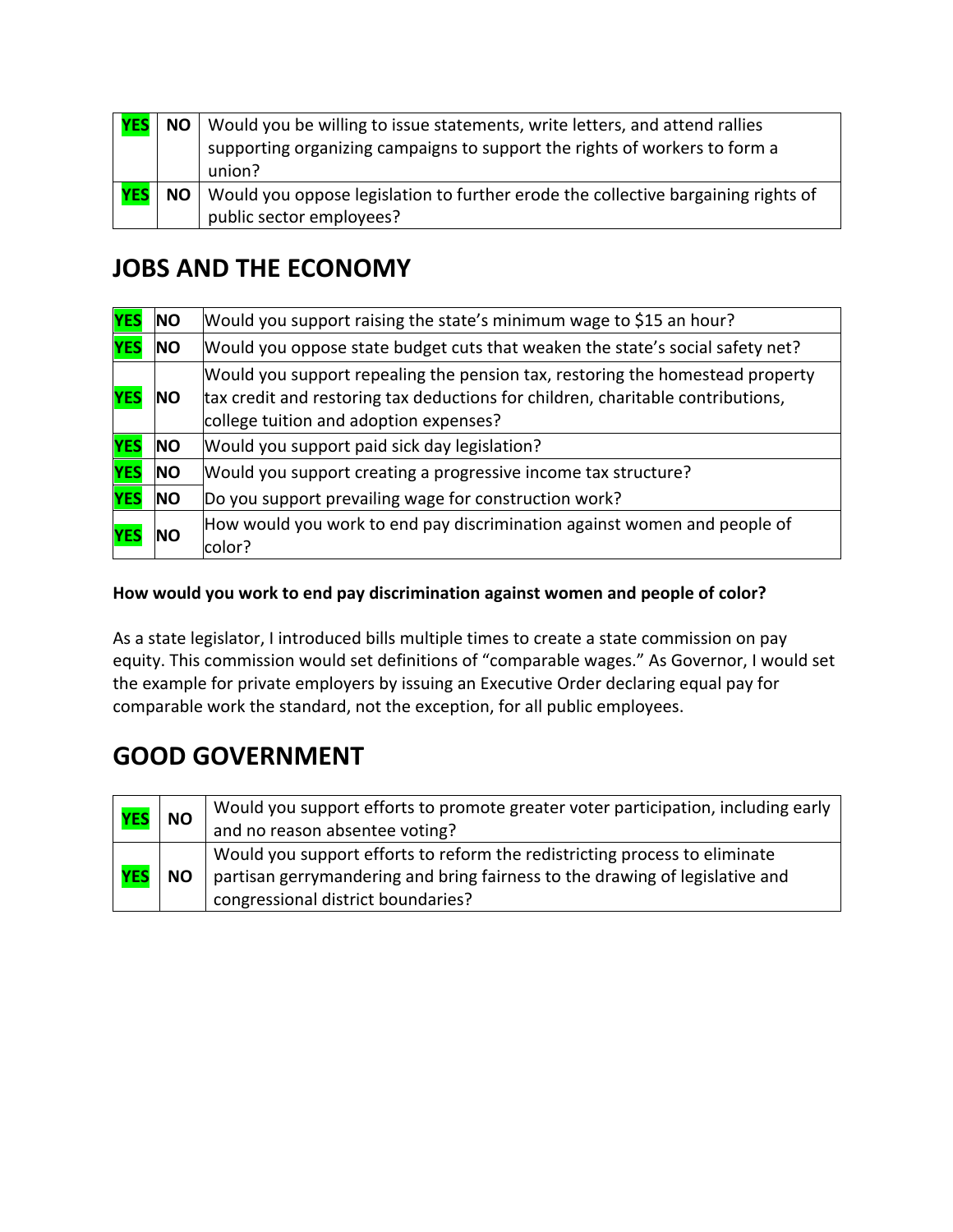| | | |
|---|---|---|
| **YES** | **NO** | Would you be willing to issue statements, write letters, and attend rallies supporting organizing campaigns to support the rights of workers to form a union? |
| **YES** | **NO** | Would you oppose legislation to further erode the collective bargaining rights of public sector employees? |

## JOBS AND THE ECONOMY

| | | |
|---|---|---|
| **YES** | **NO** | Would you support raising the state's minimum wage to $15 an hour? |
| **YES** | **NO** | Would you oppose state budget cuts that weaken the state's social safety net? |
| **YES** | **NO** | Would you support repealing the pension tax, restoring the homestead property tax credit and restoring tax deductions for children, charitable contributions, college tuition and adoption expenses? |
| **YES** | **NO** | Would you support paid sick day legislation? |
| **YES** | **NO** | Would you support creating a progressive income tax structure? |
| **YES** | **NO** | Do you support prevailing wage for construction work? |
| **YES** | **NO** | How would you work to end pay discrimination against women and people of color? |

**How would you work to end pay discrimination against women and people of color?**

As a state legislator, I introduced bills multiple times to create a state commission on pay equity. This commission would set definitions of "comparable wages." As Governor, I would set the example for private employers by issuing an Executive Order declaring equal pay for comparable work the standard, not the exception, for all public employees.

## GOOD GOVERNMENT

| | | |
|---|---|---|
| **YES** | **NO** | Would you support efforts to promote greater voter participation, including early and no reason absentee voting? |
| **YES** | **NO** | Would you support efforts to reform the redistricting process to eliminate partisan gerrymandering and bring fairness to the drawing of legislative and congressional district boundaries? |